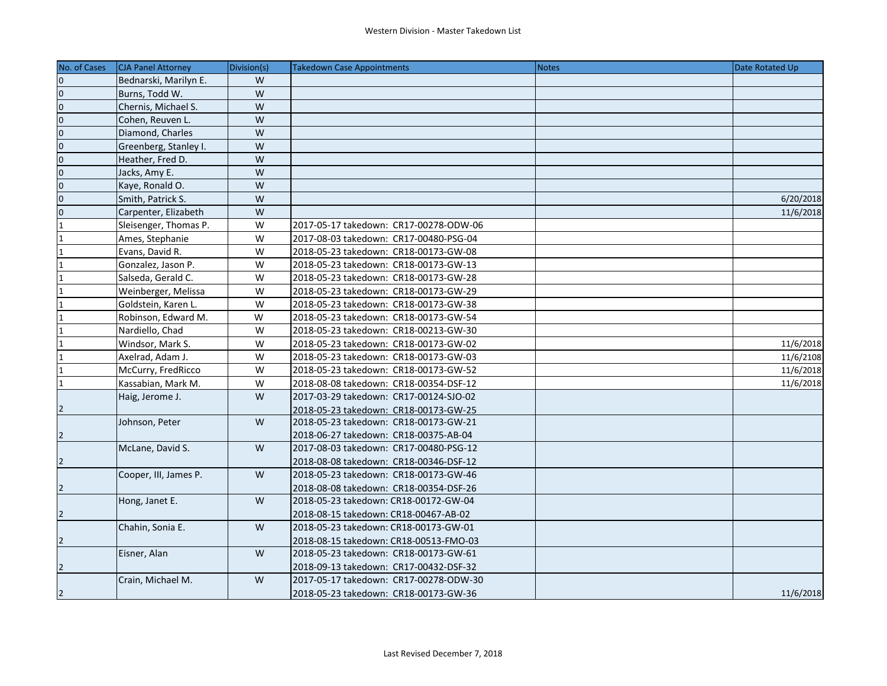# Western Division - Master Takedown List

| No. of Cases | CJA Panel Attorney | Division(s) | Takedown Case Appointments | Notes | Date Rotated Up |
|---|---|---|---|---|---|
| 0 | Bednarski, Marilyn E. | W | | | |
| 0 | Burns, Todd W. | W | | | |
| 0 | Chernis, Michael S. | W | | | |
| 0 | Cohen, Reuven L. | W | | | |
| 0 | Diamond, Charles | W | | | |
| 0 | Greenberg, Stanley I. | W | | | |
| 0 | Heather, Fred D. | W | | | |
| 0 | Jacks, Amy E. | W | | | |
| 0 | Kaye, Ronald O. | W | | | |
| 0 | Smith, Patrick S. | W | | | 6/20/2018 |
| 0 | Carpenter, Elizabeth | W | | | 11/6/2018 |
| 1 | Sleisenger, Thomas P. | W | 2017-05-17 takedown: CR17-00278-ODW-06 | | |
| 1 | Ames, Stephanie | W | 2017-08-03 takedown: CR17-00480-PSG-04 | | |
| 1 | Evans, David R. | W | 2018-05-23 takedown: CR18-00173-GW-08 | | |
| 1 | Gonzalez, Jason P. | W | 2018-05-23 takedown: CR18-00173-GW-13 | | |
| 1 | Salseda, Gerald C. | W | 2018-05-23 takedown: CR18-00173-GW-28 | | |
| 1 | Weinberger, Melissa | W | 2018-05-23 takedown: CR18-00173-GW-29 | | |
| 1 | Goldstein, Karen L. | W | 2018-05-23 takedown: CR18-00173-GW-38 | | |
| 1 | Robinson, Edward M. | W | 2018-05-23 takedown: CR18-00173-GW-54 | | |
| 1 | Nardiello, Chad | W | 2018-05-23 takedown: CR18-00213-GW-30 | | |
| 1 | Windsor, Mark S. | W | 2018-05-23 takedown: CR18-00173-GW-02 | | 11/6/2018 |
| 1 | Axelrad, Adam J. | W | 2018-05-23 takedown: CR18-00173-GW-03 | | 11/6/2108 |
| 1 | McCurry, FredRicco | W | 2018-05-23 takedown: CR18-00173-GW-52 | | 11/6/2018 |
| 1 | Kassabian, Mark M. | W | 2018-08-08 takedown: CR18-00354-DSF-12 | | 11/6/2018 |
| 2 | Haig, Jerome J. | W | 2017-03-29 takedown: CR17-00124-SJO-02<br>2018-05-23 takedown: CR18-00173-GW-25 | | |
| 2 | Johnson, Peter | W | 2018-05-23 takedown: CR18-00173-GW-21<br>2018-06-27 takedown: CR18-00375-AB-04 | | |
| 2 | McLane, David S. | W | 2017-08-03 takedown: CR17-00480-PSG-12<br>2018-08-08 takedown: CR18-00346-DSF-12 | | |
| 2 | Cooper, III, James P. | W | 2018-05-23 takedown: CR18-00173-GW-46<br>2018-08-08 takedown: CR18-00354-DSF-26 | | |
| 2 | Hong, Janet E. | W | 2018-05-23 takedown: CR18-00172-GW-04<br>2018-08-15 takedown: CR18-00467-AB-02 | | |
| 2 | Chahin, Sonia E. | W | 2018-05-23 takedown: CR18-00173-GW-01<br>2018-08-15 takedown: CR18-00513-FMO-03 | | |
| 2 | Eisner, Alan | W | 2018-05-23 takedown: CR18-00173-GW-61<br>2018-09-13 takedown: CR17-00432-DSF-32 | | |
| 2 | Crain, Michael M. | W | 2017-05-17 takedown: CR17-00278-ODW-30<br>2018-05-23 takedown: CR18-00173-GW-36 | | 11/6/2018 |

Last Revised December 7, 2018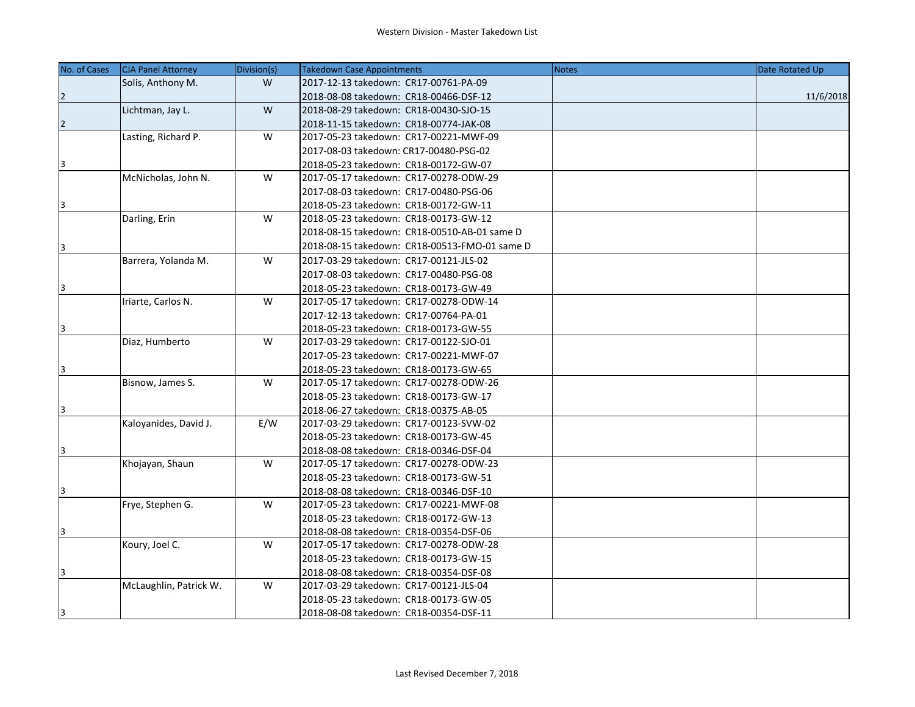Western Division - Master Takedown List

| No. of Cases | CJA Panel Attorney | Division(s) | Takedown Case Appointments | Notes | Date Rotated Up |
|---|---|---|---|---|---|
| | Solis, Anthony M. | W | 2017-12-13 takedown: CR17-00761-PA-09 | | |
| 2 | | | 2018-08-08 takedown: CR18-00466-DSF-12 | | 11/6/2018 |
| | Lichtman, Jay L. | W | 2018-08-29 takedown: CR18-00430-SJO-15 | | |
| 2 | | | 2018-11-15 takedown: CR18-00774-JAK-08 | | |
| | Lasting, Richard P. | W | 2017-05-23 takedown: CR17-00221-MWF-09 | | |
| | | | 2017-08-03 takedown: CR17-00480-PSG-02 | | |
| 3 | | | 2018-05-23 takedown: CR18-00172-GW-07 | | |
| | McNicholas, John N. | W | 2017-05-17 takedown: CR17-00278-ODW-29 | | |
| | | | 2017-08-03 takedown: CR17-00480-PSG-06 | | |
| 3 | | | 2018-05-23 takedown: CR18-00172-GW-11 | | |
| | Darling, Erin | W | 2018-05-23 takedown: CR18-00173-GW-12 | | |
| | | | 2018-08-15 takedown: CR18-00510-AB-01 same D | | |
| 3 | | | 2018-08-15 takedown: CR18-00513-FMO-01 same D | | |
| | Barrera, Yolanda M. | W | 2017-03-29 takedown: CR17-00121-JLS-02 | | |
| | | | 2017-08-03 takedown: CR17-00480-PSG-08 | | |
| 3 | | | 2018-05-23 takedown: CR18-00173-GW-49 | | |
| | Iriarte, Carlos N. | W | 2017-05-17 takedown: CR17-00278-ODW-14 | | |
| | | | 2017-12-13 takedown: CR17-00764-PA-01 | | |
| 3 | | | 2018-05-23 takedown: CR18-00173-GW-55 | | |
| | Diaz, Humberto | W | 2017-03-29 takedown: CR17-00122-SJO-01 | | |
| | | | 2017-05-23 takedown: CR17-00221-MWF-07 | | |
| 3 | | | 2018-05-23 takedown: CR18-00173-GW-65 | | |
| | Bisnow, James S. | W | 2017-05-17 takedown: CR17-00278-ODW-26 | | |
| | | | 2018-05-23 takedown: CR18-00173-GW-17 | | |
| 3 | | | 2018-06-27 takedown: CR18-00375-AB-05 | | |
| | Kaloyanides, David J. | E/W | 2017-03-29 takedown: CR17-00123-SVW-02 | | |
| | | | 2018-05-23 takedown: CR18-00173-GW-45 | | |
| 3 | | | 2018-08-08 takedown: CR18-00346-DSF-04 | | |
| | Khojayan, Shaun | W | 2017-05-17 takedown: CR17-00278-ODW-23 | | |
| | | | 2018-05-23 takedown: CR18-00173-GW-51 | | |
| 3 | | | 2018-08-08 takedown: CR18-00346-DSF-10 | | |
| | Frye, Stephen G. | W | 2017-05-23 takedown: CR17-00221-MWF-08 | | |
| | | | 2018-05-23 takedown: CR18-00172-GW-13 | | |
| 3 | | | 2018-08-08 takedown: CR18-00354-DSF-06 | | |
| | Koury, Joel C. | W | 2017-05-17 takedown: CR17-00278-ODW-28 | | |
| | | | 2018-05-23 takedown: CR18-00173-GW-15 | | |
| 3 | | | 2018-08-08 takedown: CR18-00354-DSF-08 | | |
| | McLaughlin, Patrick W. | W | 2017-03-29 takedown: CR17-00121-JLS-04 | | |
| | | | 2018-05-23 takedown: CR18-00173-GW-05 | | |
| 3 | | | 2018-08-08 takedown: CR18-00354-DSF-11 | | |

Last Revised December 7, 2018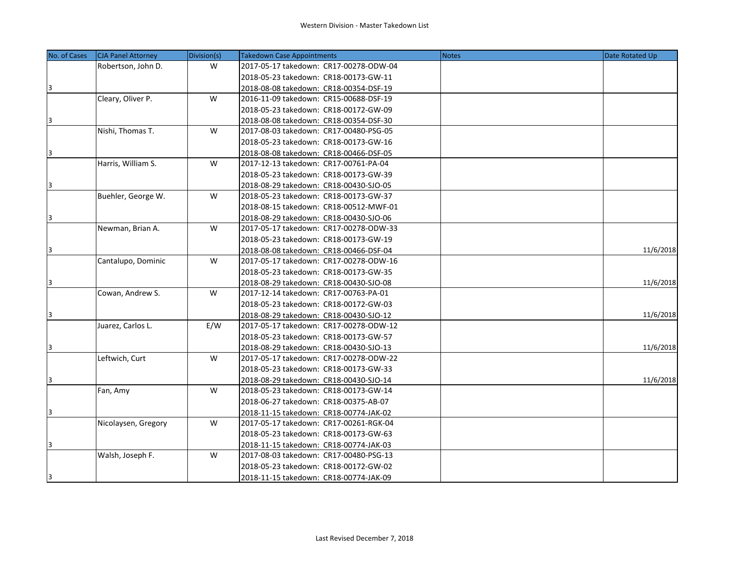Western Division - Master Takedown List

| No. of Cases | CJA Panel Attorney | Division(s) | Takedown Case Appointments | Notes | Date Rotated Up |
|---|---|---|---|---|---|
| 3 | Robertson, John D. | W | 2017-05-17 takedown: CR17-00278-ODW-04<br>2018-05-23 takedown: CR18-00173-GW-11<br>2018-08-08 takedown: CR18-00354-DSF-19 | | |
| 3 | Cleary, Oliver P. | W | 2016-11-09 takedown: CR15-00688-DSF-19<br>2018-05-23 takedown: CR18-00172-GW-09<br>2018-08-08 takedown: CR18-00354-DSF-30 | | |
| 3 | Nishi, Thomas T. | W | 2017-08-03 takedown: CR17-00480-PSG-05<br>2018-05-23 takedown: CR18-00173-GW-16<br>2018-08-08 takedown: CR18-00466-DSF-05 | | |
| 3 | Harris, William S. | W | 2017-12-13 takedown: CR17-00761-PA-04<br>2018-05-23 takedown: CR18-00173-GW-39<br>2018-08-29 takedown: CR18-00430-SJO-05 | | |
| 3 | Buehler, George W. | W | 2018-05-23 takedown: CR18-00173-GW-37<br>2018-08-15 takedown: CR18-00512-MWF-01<br>2018-08-29 takedown: CR18-00430-SJO-06 | | |
| 3 | Newman, Brian A. | W | 2017-05-17 takedown: CR17-00278-ODW-33<br>2018-05-23 takedown: CR18-00173-GW-19<br>2018-08-08 takedown: CR18-00466-DSF-04 | | 11/6/2018 |
| 3 | Cantalupo, Dominic | W | 2017-05-17 takedown: CR17-00278-ODW-16<br>2018-05-23 takedown: CR18-00173-GW-35<br>2018-08-29 takedown: CR18-00430-SJO-08 | | 11/6/2018 |
| 3 | Cowan, Andrew S. | W | 2017-12-14 takedown: CR17-00763-PA-01<br>2018-05-23 takedown: CR18-00172-GW-03<br>2018-08-29 takedown: CR18-00430-SJO-12 | | 11/6/2018 |
| 3 | Juarez, Carlos L. | E/W | 2017-05-17 takedown: CR17-00278-ODW-12<br>2018-05-23 takedown: CR18-00173-GW-57<br>2018-08-29 takedown: CR18-00430-SJO-13 | | 11/6/2018 |
| 3 | Leftwich, Curt | W | 2017-05-17 takedown: CR17-00278-ODW-22<br>2018-05-23 takedown: CR18-00173-GW-33<br>2018-08-29 takedown: CR18-00430-SJO-14 | | 11/6/2018 |
| 3 | Fan, Amy | W | 2018-05-23 takedown: CR18-00173-GW-14<br>2018-06-27 takedown: CR18-00375-AB-07<br>2018-11-15 takedown: CR18-00774-JAK-02 | | |
| 3 | Nicolaysen, Gregory | W | 2017-05-17 takedown: CR17-00261-RGK-04<br>2018-05-23 takedown: CR18-00173-GW-63<br>2018-11-15 takedown: CR18-00774-JAK-03 | | |
| 3 | Walsh, Joseph F. | W | 2017-08-03 takedown: CR17-00480-PSG-13<br>2018-05-23 takedown: CR18-00172-GW-02<br>2018-11-15 takedown: CR18-00774-JAK-09 | | |

Last Revised December 7, 2018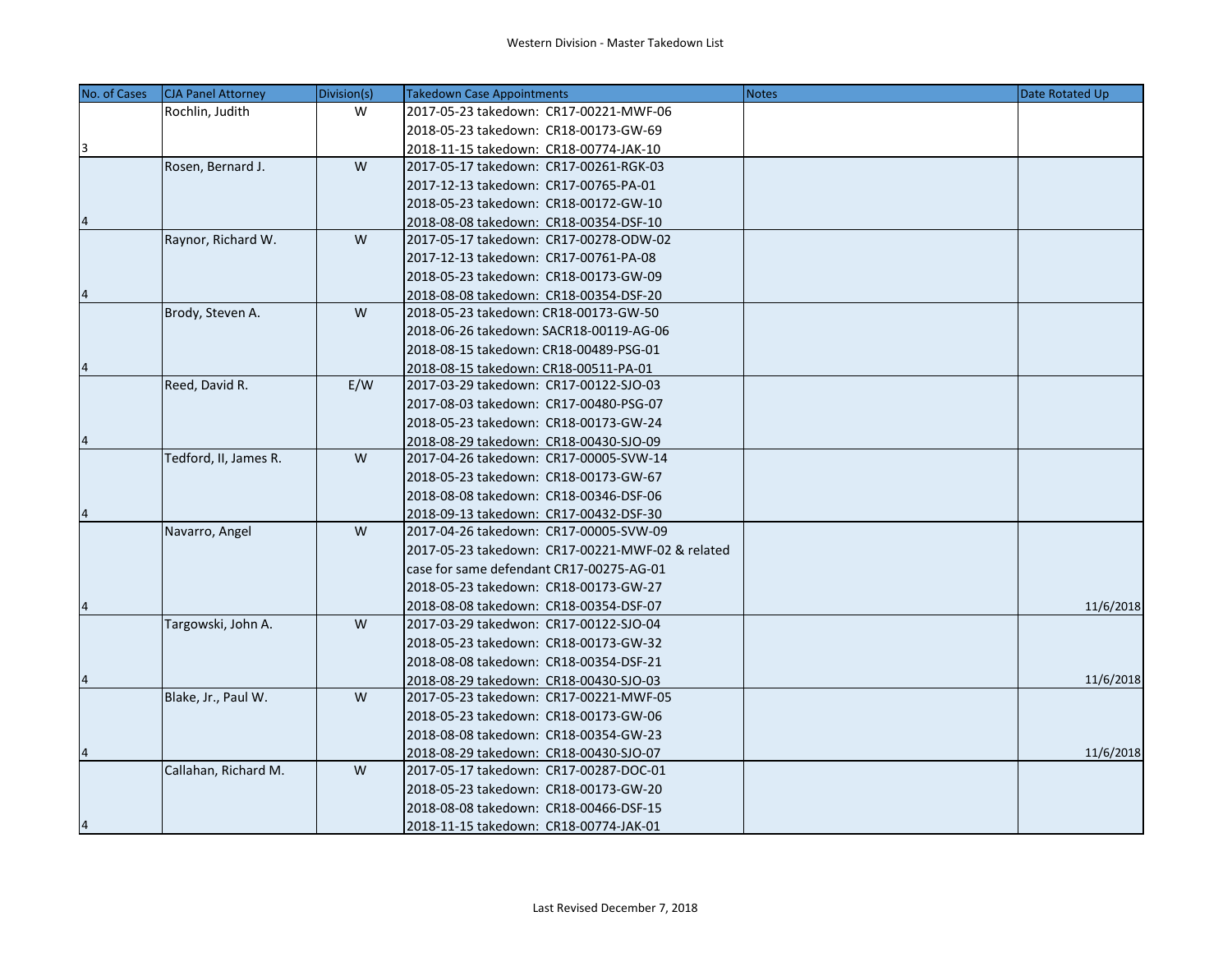# Western Division - Master Takedown List

| No. of Cases | CJA Panel Attorney | Division(s) | Takedown Case Appointments | Notes | Date Rotated Up |
|---|---|---|---|---|---|
| 3 | Rochlin, Judith | W | 2017-05-23 takedown: CR17-00221-MWF-06<br>2018-05-23 takedown: CR18-00173-GW-69<br>2018-11-15 takedown: CR18-00774-JAK-10 | | |
| 4 | Rosen, Bernard J. | W | 2017-05-17 takedown: CR17-00261-RGK-03<br>2017-12-13 takedown: CR17-00765-PA-01<br>2018-05-23 takedown: CR18-00172-GW-10<br>2018-08-08 takedown: CR18-00354-DSF-10 | | |
| 4 | Raynor, Richard W. | W | 2017-05-17 takedown: CR17-00278-ODW-02<br>2017-12-13 takedown: CR17-00761-PA-08<br>2018-05-23 takedown: CR18-00173-GW-09<br>2018-08-08 takedown: CR18-00354-DSF-20 | | |
| 4 | Brody, Steven A. | W | 2018-05-23 takedown: CR18-00173-GW-50<br>2018-06-26 takedown: SACR18-00119-AG-06<br>2018-08-15 takedown: CR18-00489-PSG-01<br>2018-08-15 takedown: CR18-00511-PA-01 | | |
| 4 | Reed, David R. | E/W | 2017-03-29 takedown: CR17-00122-SJO-03<br>2017-08-03 takedown: CR17-00480-PSG-07<br>2018-05-23 takedown: CR18-00173-GW-24<br>2018-08-29 takedown: CR18-00430-SJO-09 | | |
| 4 | Tedford, II, James R. | W | 2017-04-26 takedown: CR17-00005-SVW-14<br>2018-05-23 takedown: CR18-00173-GW-67<br>2018-08-08 takedown: CR18-00346-DSF-06<br>2018-09-13 takedown: CR17-00432-DSF-30 | | |
| 4 | Navarro, Angel | W | 2017-04-26 takedown: CR17-00005-SVW-09<br>2017-05-23 takedown: CR17-00221-MWF-02 & related case for same defendant CR17-00275-AG-01<br>2018-05-23 takedown: CR18-00173-GW-27<br>2018-08-08 takedown: CR18-00354-DSF-07 | | 11/6/2018 |
| 4 | Targowski, John A. | W | 2017-03-29 takedwon: CR17-00122-SJO-04<br>2018-05-23 takedown: CR18-00173-GW-32<br>2018-08-08 takedown: CR18-00354-DSF-21<br>2018-08-29 takedown: CR18-00430-SJO-03 | | 11/6/2018 |
| 4 | Blake, Jr., Paul W. | W | 2017-05-23 takedown: CR17-00221-MWF-05<br>2018-05-23 takedown: CR18-00173-GW-06<br>2018-08-08 takedown: CR18-00354-GW-23<br>2018-08-29 takedown: CR18-00430-SJO-07 | | 11/6/2018 |
| 4 | Callahan, Richard M. | W | 2017-05-17 takedown: CR17-00287-DOC-01<br>2018-05-23 takedown: CR18-00173-GW-20<br>2018-08-08 takedown: CR18-00466-DSF-15<br>2018-11-15 takedown: CR18-00774-JAK-01 | | |

Last Revised December 7, 2018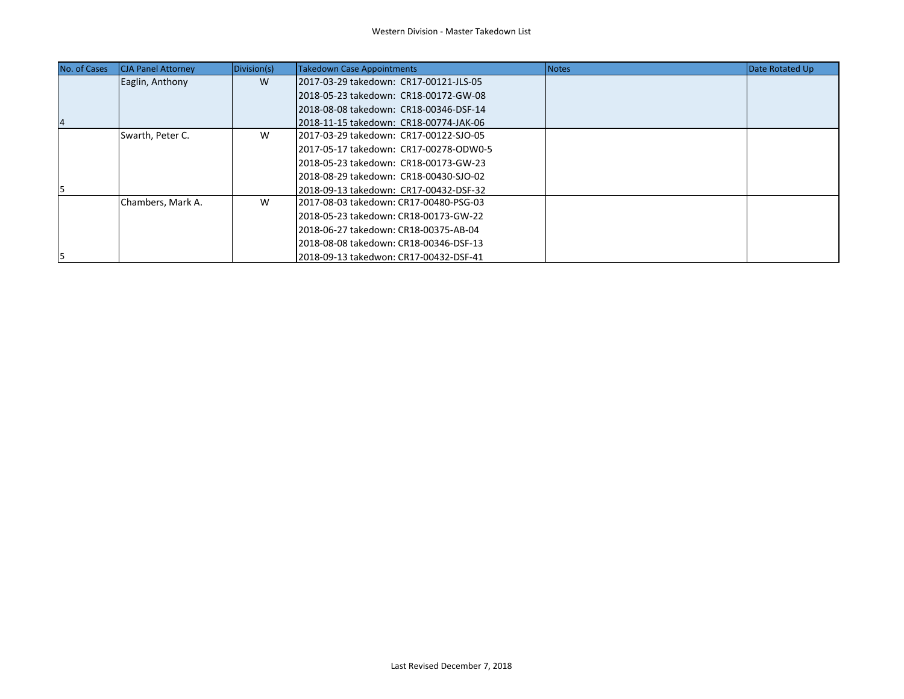Western Division - Master Takedown List

| No. of Cases | CJA Panel Attorney | Division(s) | Takedown Case Appointments | Notes | Date Rotated Up |
|---|---|---|---|---|---|
| | Eaglin, Anthony | W | 2017-03-29 takedown: CR17-00121-JLS-05 | | |
| | | | 2018-05-23 takedown: CR18-00172-GW-08 | | |
| | | | 2018-08-08 takedown: CR18-00346-DSF-14 | | |
| 4 | | | 2018-11-15 takedown: CR18-00774-JAK-06 | | |
| | Swarth, Peter C. | W | 2017-03-29 takedown: CR17-00122-SJO-05 | | |
| | | | 2017-05-17 takedown: CR17-00278-ODW0-5 | | |
| | | | 2018-05-23 takedown: CR18-00173-GW-23 | | |
| | | | 2018-08-29 takedown: CR18-00430-SJO-02 | | |
| 5 | | | 2018-09-13 takedown: CR17-00432-DSF-32 | | |
| | Chambers, Mark A. | W | 2017-08-03 takedown: CR17-00480-PSG-03 | | |
| | | | 2018-05-23 takedown: CR18-00173-GW-22 | | |
| | | | 2018-06-27 takedown: CR18-00375-AB-04 | | |
| | | | 2018-08-08 takedown: CR18-00346-DSF-13 | | |
| 5 | | | 2018-09-13 takedwon: CR17-00432-DSF-41 | | |

Last Revised December 7, 2018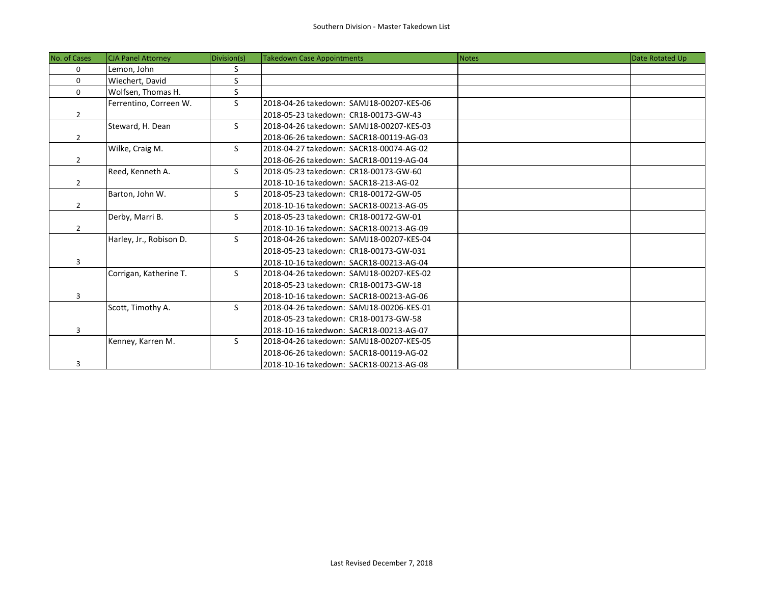Southern Division - Master Takedown List

| No. of Cases | CJA Panel Attorney | Division(s) | Takedown Case Appointments | Notes | Date Rotated Up |
|---|---|---|---|---|---|
| 0 | Lemon, John | S | | | |
| 0 | Wiechert, David | S | | | |
| 0 | Wolfsen, Thomas H. | S | | | |
| 2 | Ferrentino, Correen W. | S | 2018-04-26 takedown: SAMJ18-00207-KES-06<br>2018-05-23 takedown: CR18-00173-GW-43 | | |
| 2 | Steward, H. Dean | S | 2018-04-26 takedown: SAMJ18-00207-KES-03<br>2018-06-26 takedown: SACR18-00119-AG-03 | | |
| 2 | Wilke, Craig M. | S | 2018-04-27 takedown: SACR18-00074-AG-02<br>2018-06-26 takedown: SACR18-00119-AG-04 | | |
| 2 | Reed, Kenneth A. | S | 2018-05-23 takedown: CR18-00173-GW-60<br>2018-10-16 takedown: SACR18-213-AG-02 | | |
| 2 | Barton, John W. | S | 2018-05-23 takedown: CR18-00172-GW-05<br>2018-10-16 takedown: SACR18-00213-AG-05 | | |
| 2 | Derby, Marri B. | S | 2018-05-23 takedown: CR18-00172-GW-01<br>2018-10-16 takedown: SACR18-00213-AG-09 | | |
| 3 | Harley, Jr., Robison D. | S | 2018-04-26 takedown: SAMJ18-00207-KES-04<br>2018-05-23 takedown: CR18-00173-GW-031<br>2018-10-16 takedown: SACR18-00213-AG-04 | | |
| 3 | Corrigan, Katherine T. | S | 2018-04-26 takedown: SAMJ18-00207-KES-02<br>2018-05-23 takedown: CR18-00173-GW-18<br>2018-10-16 takedown: SACR18-00213-AG-06 | | |
| 3 | Scott, Timothy A. | S | 2018-04-26 takedown: SAMJ18-00206-KES-01<br>2018-05-23 takedown: CR18-00173-GW-58<br>2018-10-16 takedwon: SACR18-00213-AG-07 | | |
| 3 | Kenney, Karren M. | S | 2018-04-26 takedown: SAMJ18-00207-KES-05<br>2018-06-26 takedown: SACR18-00119-AG-02<br>2018-10-16 takedown: SACR18-00213-AG-08 | | |

Last Revised December 7, 2018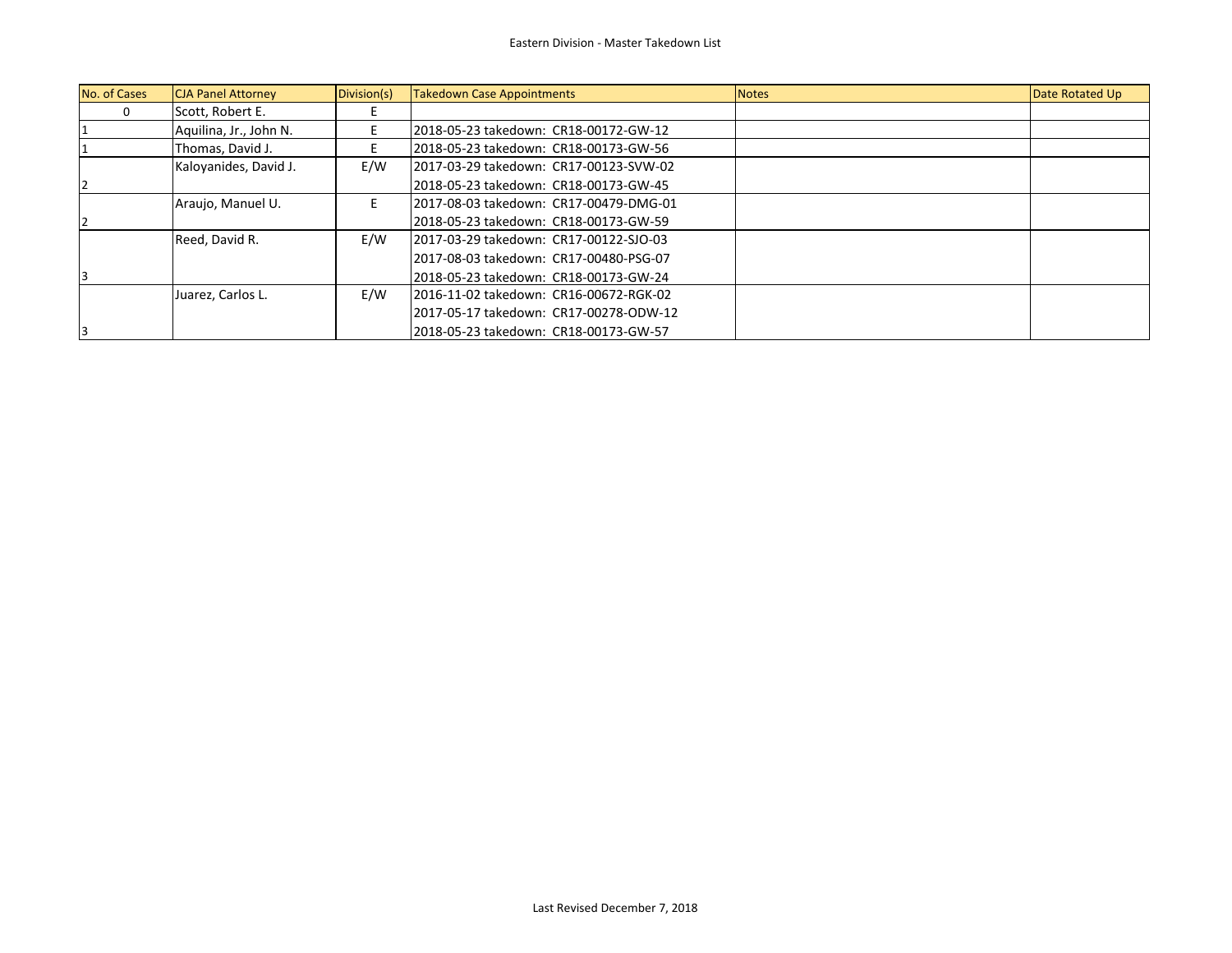Eastern Division - Master Takedown List

| No. of Cases | CJA Panel Attorney | Division(s) | Takedown Case Appointments | Notes | Date Rotated Up |
|---|---|---|---|---|---|
| 0 | Scott, Robert E. | E | | | |
| 1 | Aquilina, Jr., John N. | E | 2018-05-23 takedown: CR18-00172-GW-12 | | |
| 1 | Thomas, David J. | E | 2018-05-23 takedown: CR18-00173-GW-56 | | |
| 2 | Kaloyanides, David J. | E/W | 2017-03-29 takedown: CR17-00123-SVW-02<br>2018-05-23 takedown: CR18-00173-GW-45 | | |
| 2 | Araujo, Manuel U. | E | 2017-08-03 takedown: CR17-00479-DMG-01<br>2018-05-23 takedown: CR18-00173-GW-59 | | |
| 3 | Reed, David R. | E/W | 2017-03-29 takedown: CR17-00122-SJO-03<br>2017-08-03 takedown: CR17-00480-PSG-07<br>2018-05-23 takedown: CR18-00173-GW-24 | | |
| 3 | Juarez, Carlos L. | E/W | 2016-11-02 takedown: CR16-00672-RGK-02<br>2017-05-17 takedown: CR17-00278-ODW-12<br>2018-05-23 takedown: CR18-00173-GW-57 | | |

Last Revised December 7, 2018